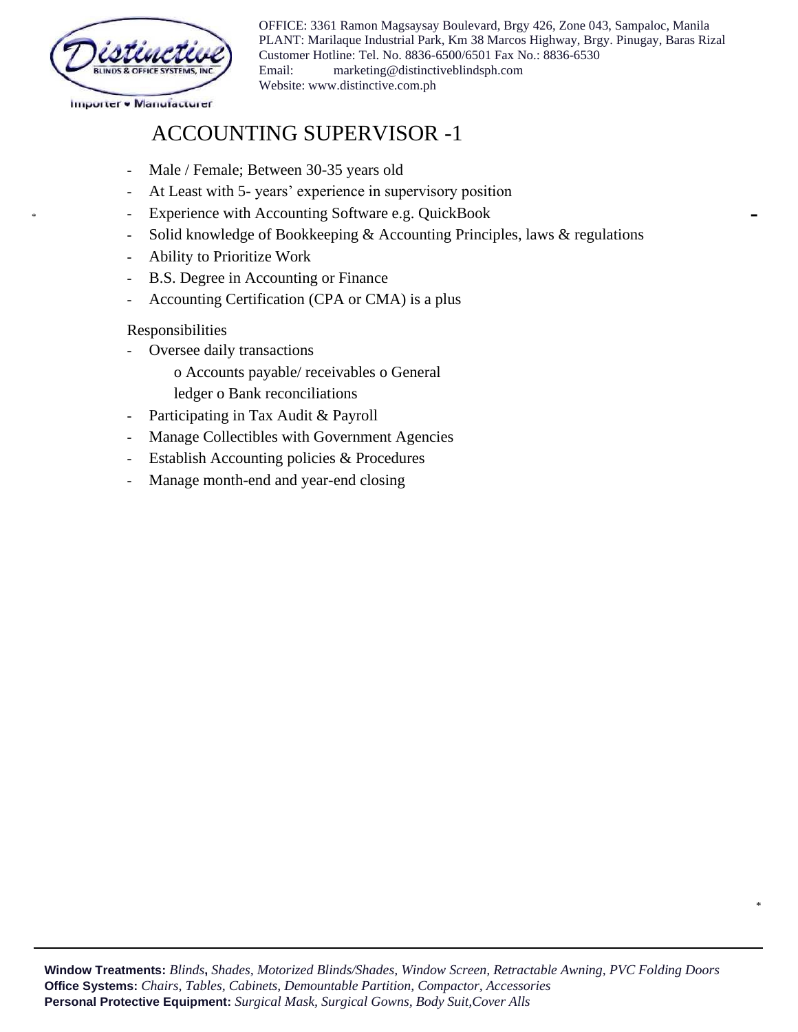OFFICE: 3361 Ramon Magsaysay Boulevard, Brgy 426, Zone 043, Sampaloc, Manila
PLANT: Marilaque Industrial Park, Km 38 Marcos Highway, Brgy. Pinugay, Baras Rizal
Customer Hotline: Tel. No. 8836-6500/6501 Fax No.: 8836-6530
Email: marketing@distinctiveblindsph.com
Website: www.distinctive.com.ph

# ACCOUNTING SUPERVISOR -1

- Male / Female; Between 30-35 years old
- At Least with 5- years' experience in supervisory position
- Experience with Accounting Software e.g. QuickBook
- Solid knowledge of Bookkeeping & Accounting Principles, laws & regulations
- Ability to Prioritize Work
- B.S. Degree in Accounting or Finance
- Accounting Certification (CPA or CMA) is a plus

Responsibilities

- Oversee daily transactions
  - Accounts payable/ receivables
  - General ledger
  - Bank reconciliations
- Participating in Tax Audit & Payroll
- Manage Collectibles with Government Agencies
- Establish Accounting policies & Procedures
- Manage month-end and year-end closing

**Window Treatments:** *Blinds*, *Shades, Motorized Blinds/Shades, Window Screen, Retractable Awning, PVC Folding Doors*
**Office Systems:** *Chairs, Tables, Cabinets, Demountable Partition, Compactor, Accessories*
**Personal Protective Equipment:** *Surgical Mask, Surgical Gowns, Body Suit,Cover Alls*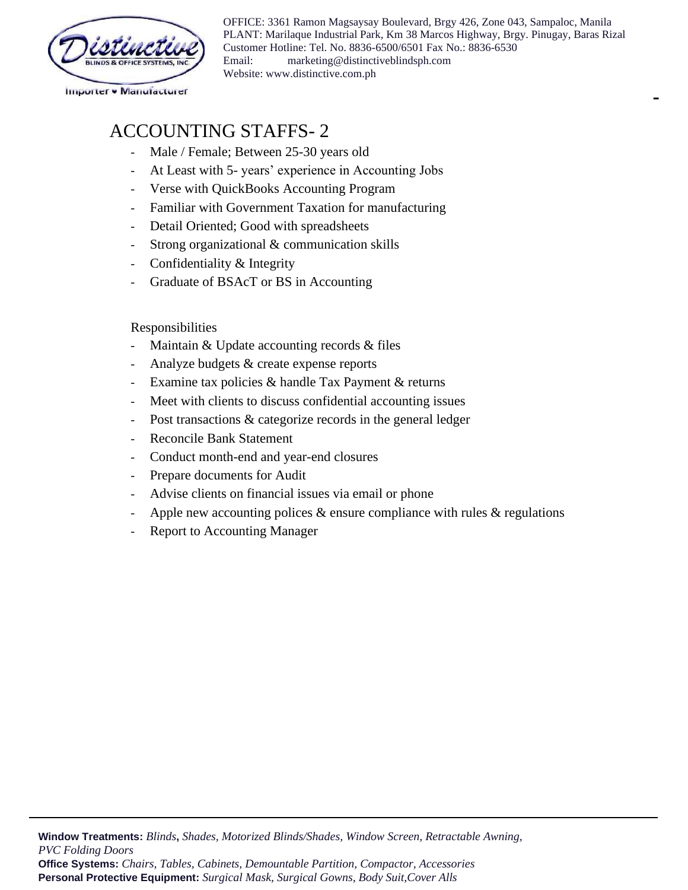OFFICE: 3361 Ramon Magsaysay Boulevard, Brgy 426, Zone 043, Sampaloc, Manila
PLANT: Marilaque Industrial Park, Km 38 Marcos Highway, Brgy. Pinugay, Baras Rizal
Customer Hotline: Tel. No. 8836-6500/6501 Fax No.: 8836-6530
Email: marketing@distinctiveblindsph.com
Website: www.distinctive.com.ph

# ACCOUNTING STAFFS- 2

- Male / Female; Between 25-30 years old
- At Least with 5- years' experience in Accounting Jobs
- Verse with QuickBooks Accounting Program
- Familiar with Government Taxation for manufacturing
- Detail Oriented; Good with spreadsheets
- Strong organizational & communication skills
- Confidentiality & Integrity
- Graduate of BSAcT or BS in Accounting

Responsibilities

- Maintain & Update accounting records & files
- Analyze budgets & create expense reports
- Examine tax policies & handle Tax Payment & returns
- Meet with clients to discuss confidential accounting issues
- Post transactions & categorize records in the general ledger
- Reconcile Bank Statement
- Conduct month-end and year-end closures
- Prepare documents for Audit
- Advise clients on financial issues via email or phone
- Apple new accounting polices & ensure compliance with rules & regulations
- Report to Accounting Manager

**Window Treatments:** *Blinds*, *Shades, Motorized Blinds/Shades, Window Screen, Retractable Awning, PVC Folding Doors*
**Office Systems:** *Chairs, Tables, Cabinets, Demountable Partition, Compactor, Accessories*
**Personal Protective Equipment:** *Surgical Mask, Surgical Gowns, Body Suit,Cover Alls*